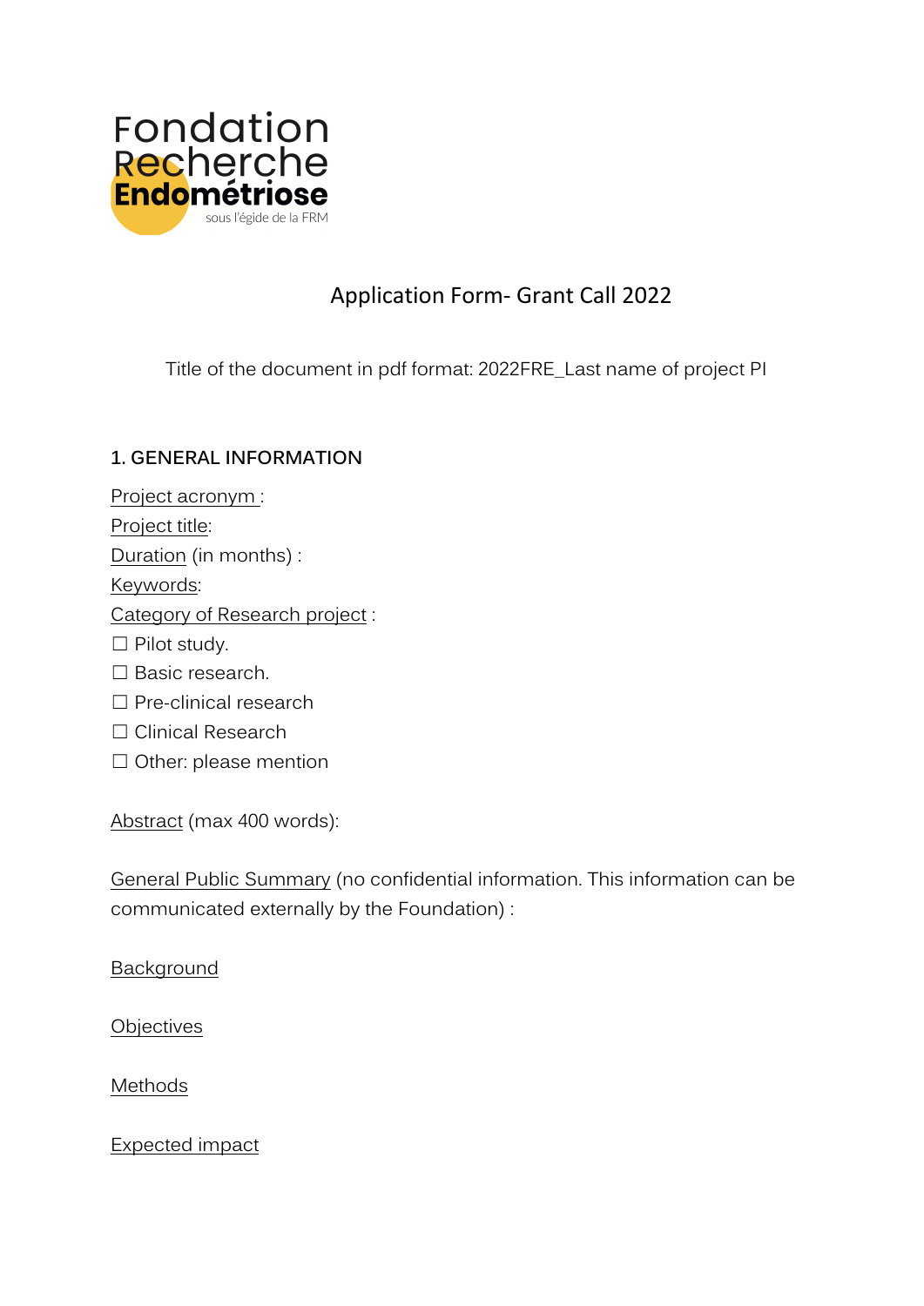Fondation Recherche Endométriose
sous l'égide de la FRM

# Application Form- Grant Call 2022

Title of the document in pdf format: 2022FRE_Last name of project PI

## 1. GENERAL INFORMATION

Project acronym :

Project title:

Duration (in months) :

Keywords:

Category of Research project :

☐ Pilot study.

☐ Basic research.

☐ Pre-clinical research

☐ Clinical Research

☐ Other: please mention

Abstract (max 400 words):

General Public Summary (no confidential information. This information can be communicated externally by the Foundation) :

Background

Objectives

Methods

Expected impact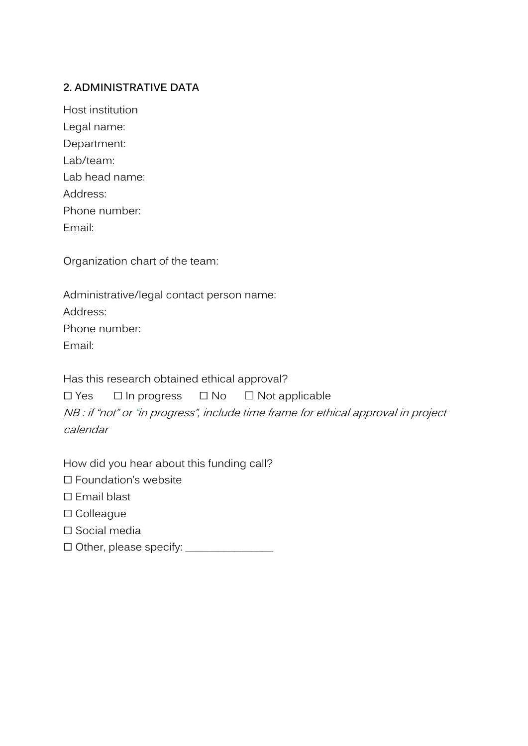## 2. ADMINISTRATIVE DATA

Host institution
Legal name:
Department:
Lab/team:
Lab head name:
Address:
Phone number:
Email:

Organization chart of the team:

Administrative/legal contact person name:
Address:
Phone number:
Email:

Has this research obtained ethical approval?

☐ Yes ☐ In progress ☐ No ☐ Not applicable

*<u>NB</u> : if "not" or "in progress", include time frame for ethical approval in project calendar*

How did you hear about this funding call?

☐ Foundation's website
☐ Email blast
☐ Colleague
☐ Social media
☐ Other, please specify: _______________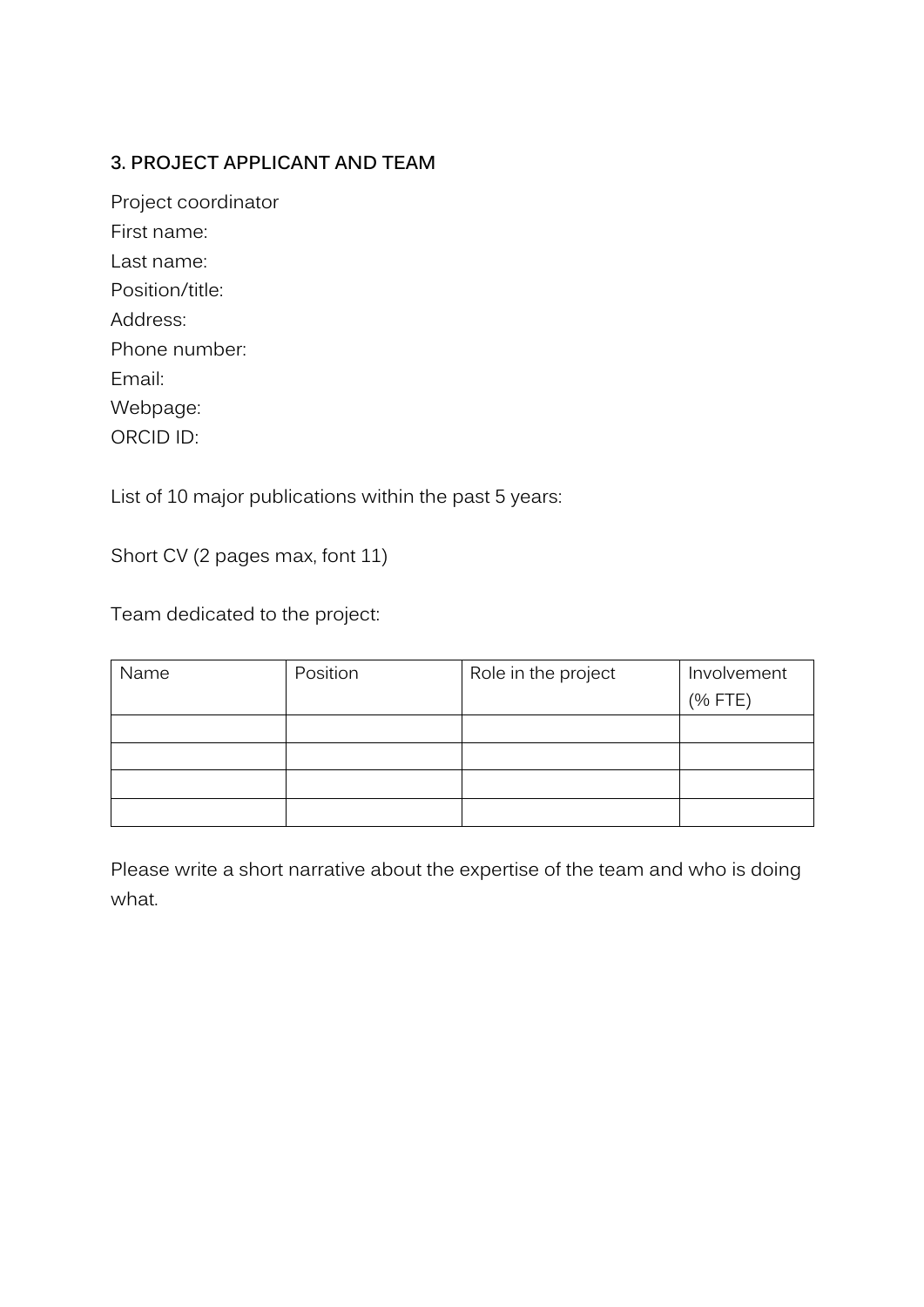## 3. PROJECT APPLICANT AND TEAM

Project coordinator
First name:
Last name:
Position/title:
Address:
Phone number:
Email:
Webpage:
ORCID ID:

List of 10 major publications within the past 5 years:

Short CV (2 pages max, font 11)

Team dedicated to the project:

| Name | Position | Role in the project | Involvement (% FTE) |
| --- | --- | --- | --- |
| | | | |
| | | | |
| | | | |
| | | | |

Please write a short narrative about the expertise of the team and who is doing what.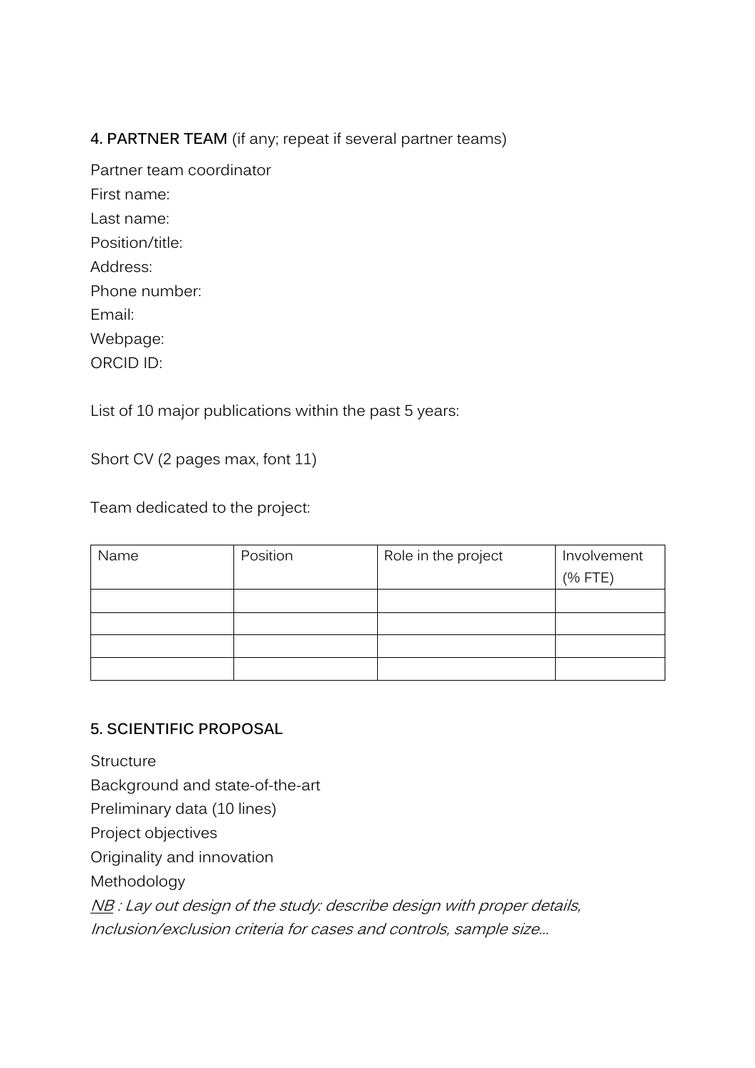## **4. PARTNER TEAM** (if any; repeat if several partner teams)

Partner team coordinator
First name:
Last name:
Position/title:
Address:
Phone number:
Email:
Webpage:
ORCID ID:

List of 10 major publications within the past 5 years:

Short CV (2 pages max, font 11)

Team dedicated to the project:

| Name | Position | Role in the project | Involvement (% FTE) |
|---|---|---|---|
| | | | |
| | | | |
| | | | |
| | | | |

## **5. SCIENTIFIC PROPOSAL**

Structure
Background and state-of-the-art
Preliminary data (10 lines)
Project objectives
Originality and innovation
Methodology
*<u>NB</u> : Lay out design of the study: describe design with proper details, Inclusion/exclusion criteria for cases and controls, sample size...*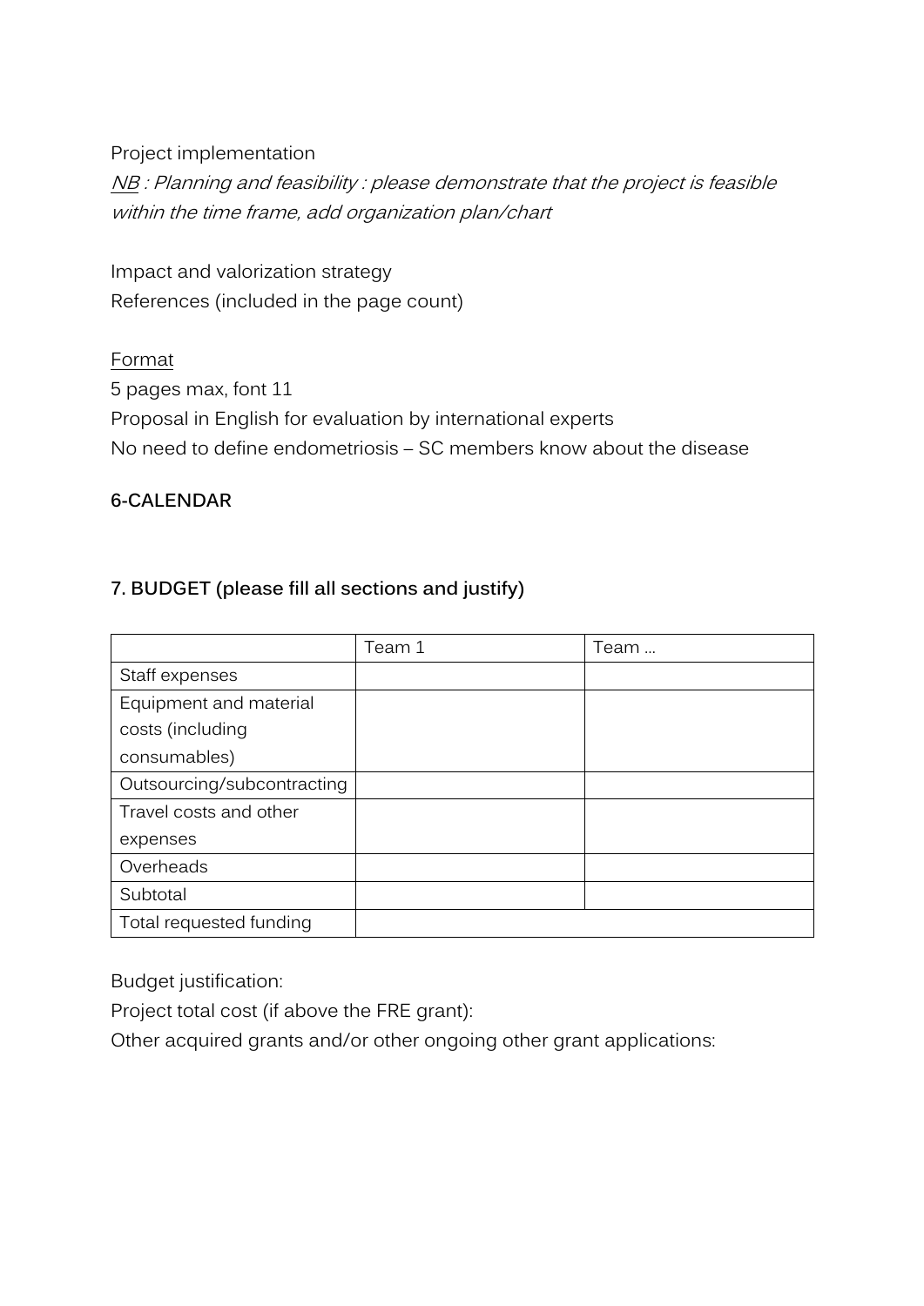Project implementation

*<u>NB</u> : Planning and feasibility : please demonstrate that the project is feasible within the time frame, add organization plan/chart*

Impact and valorization strategy

References (included in the page count)

<u>Format</u>

5 pages max, font 11

Proposal in English for evaluation by international experts

No need to define endometriosis – SC members know about the disease

**6-CALENDAR**

**7. BUDGET (please fill all sections and justify)**

| | Team 1 | Team … |
|---|---|---|
| Staff expenses | | |
| Equipment and material costs (including consumables) | | |
| Outsourcing/subcontracting | | |
| Travel costs and other expenses | | |
| Overheads | | |
| Subtotal | | |
| Total requested funding | | |

Budget justification:

Project total cost (if above the FRE grant):

Other acquired grants and/or other ongoing other grant applications: